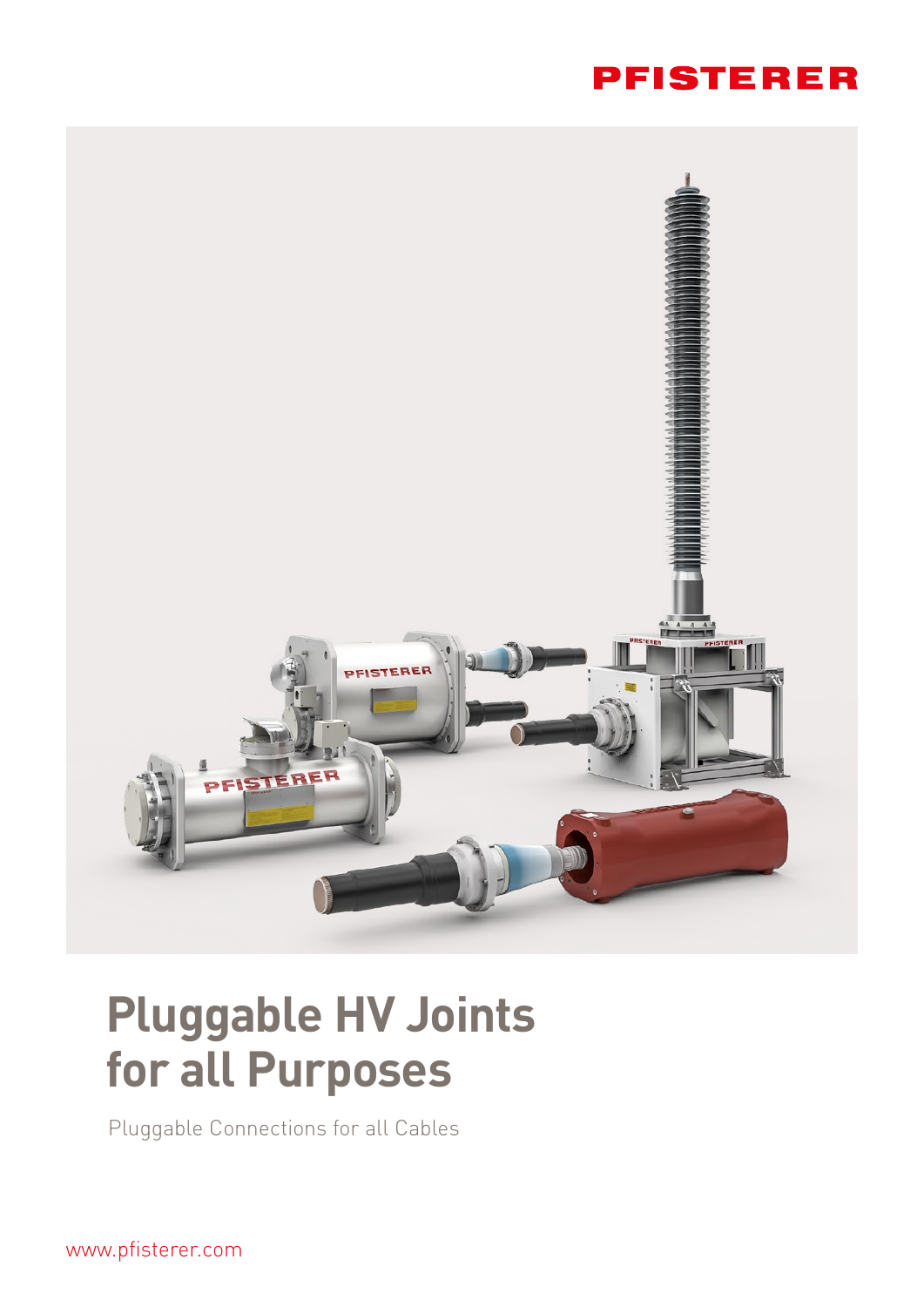PFISTERER

# Pluggable HV Joints for all Purposes

Pluggable Connections for all Cables

www.pfisterer.com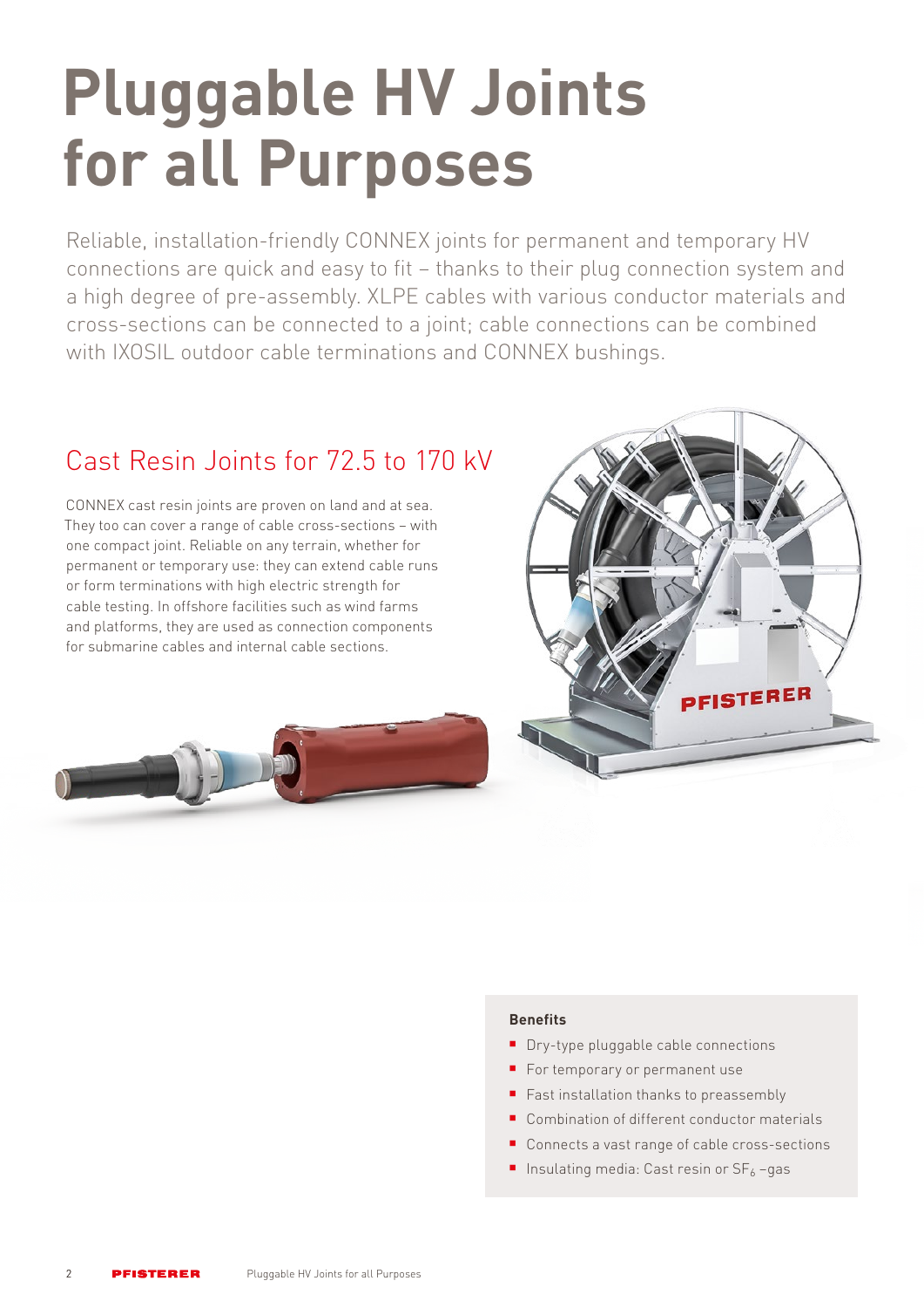# Pluggable HV Joints for all Purposes

Reliable, installation-friendly CONNEX joints for permanent and temporary HV connections are quick and easy to fit – thanks to their plug connection system and a high degree of pre-assembly. XLPE cables with various conductor materials and cross-sections can be connected to a joint; cable connections can be combined with IXOSIL outdoor cable terminations and CONNEX bushings.

## Cast Resin Joints for 72.5 to 170 kV

CONNEX cast resin joints are proven on land and at sea. They too can cover a range of cable cross-sections – with one compact joint. Reliable on any terrain, whether for permanent or temporary use: they can extend cable runs or form terminations with high electric strength for cable testing. In offshore facilities such as wind farms and platforms, they are used as connection components for submarine cables and internal cable sections.

**Benefits**

- Dry-type pluggable cable connections
- For temporary or permanent use
- Fast installation thanks to preassembly
- Combination of different conductor materials
- Connects a vast range of cable cross-sections
- Insulating media: Cast resin or $SF_6$ –gas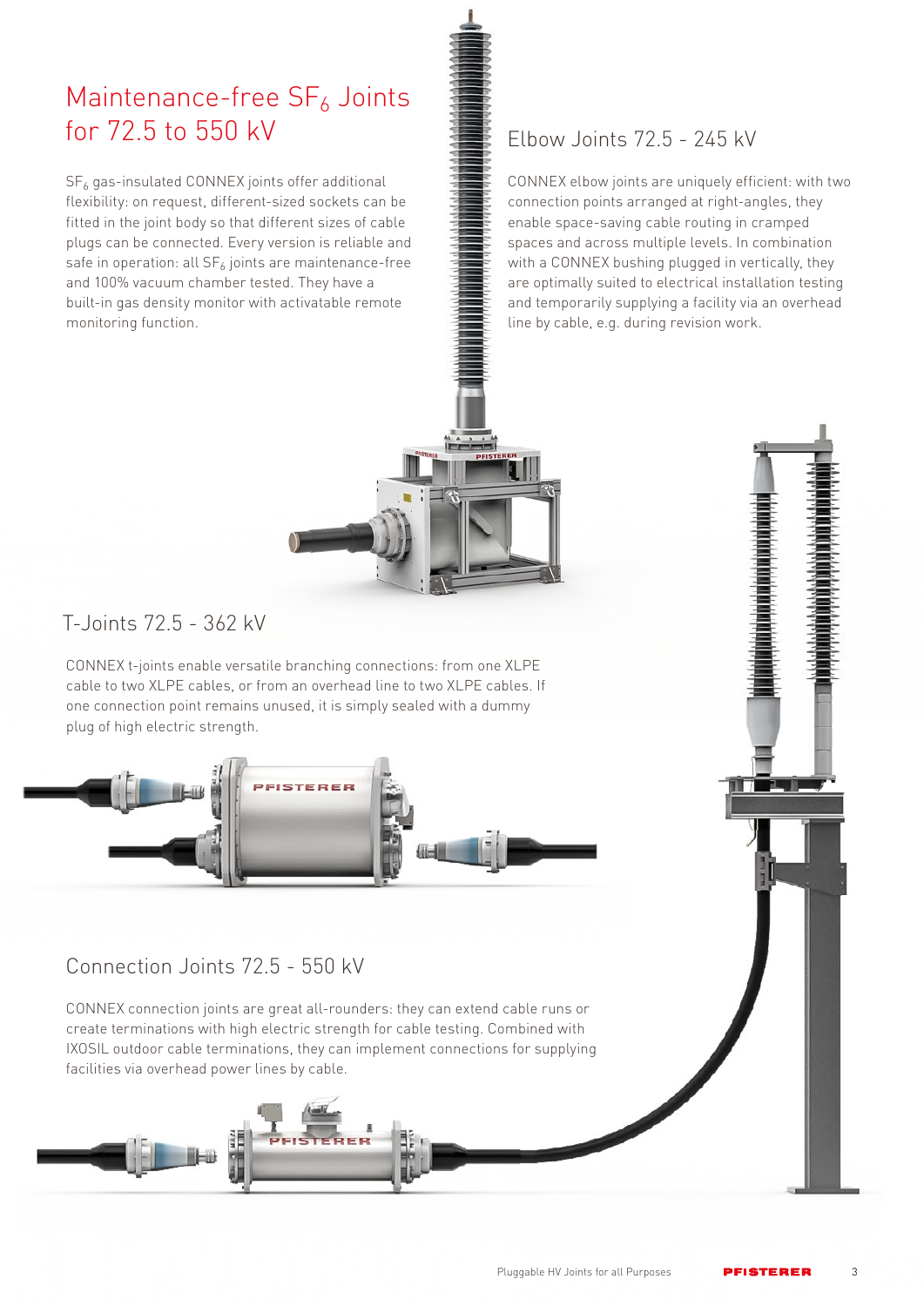# Maintenance-free $SF_6$ Joints for 72.5 to 550 kV

$SF_6$ gas-insulated CONNEX joints offer additional flexibility: on request, different-sized sockets can be fitted in the joint body so that different sizes of cable plugs can be connected. Every version is reliable and safe in operation: all $SF_6$ joints are maintenance-free and 100% vacuum chamber tested. They have a built-in gas density monitor with activatable remote monitoring function.

## Elbow Joints 72.5 - 245 kV

CONNEX elbow joints are uniquely efficient: with two connection points arranged at right-angles, they enable space-saving cable routing in cramped spaces and across multiple levels. In combination with a CONNEX bushing plugged in vertically, they are optimally suited to electrical installation testing and temporarily supplying a facility via an overhead line by cable, e.g. during revision work.

## T-Joints 72.5 - 362 kV

CONNEX t-joints enable versatile branching connections: from one XLPE cable to two XLPE cables, or from an overhead line to two XLPE cables. If one connection point remains unused, it is simply sealed with a dummy plug of high electric strength.

## Connection Joints 72.5 - 550 kV

CONNEX connection joints are great all-rounders: they can extend cable runs or create terminations with high electric strength for cable testing. Combined with IXOSIL outdoor cable terminations, they can implement connections for supplying facilities via overhead power lines by cable.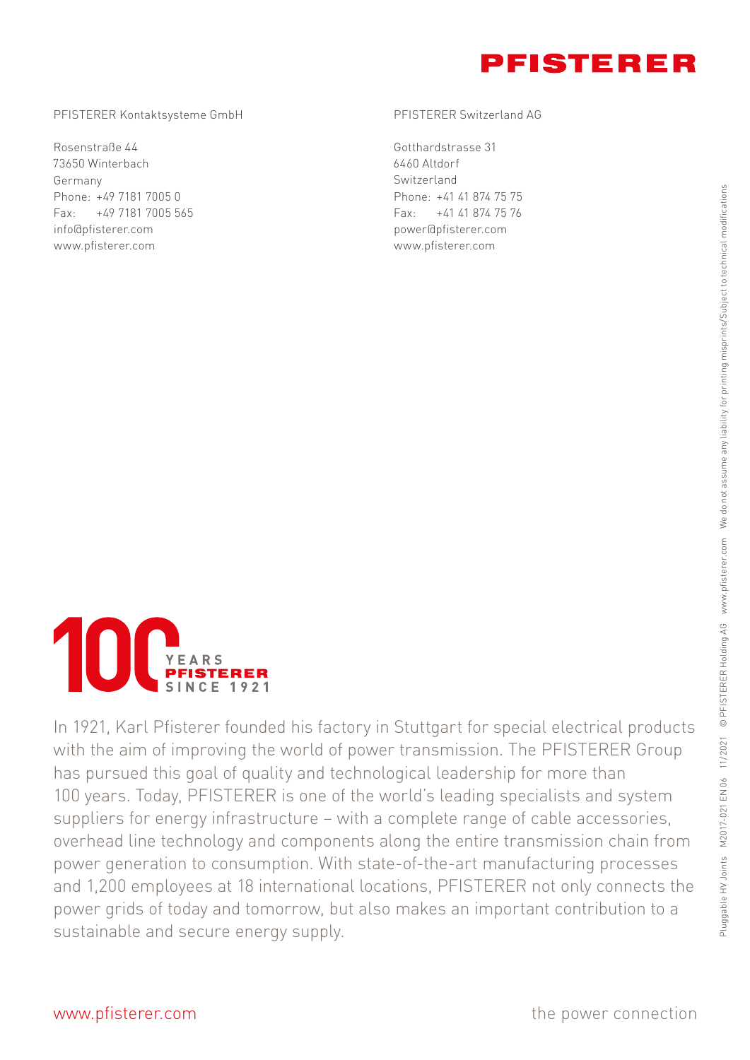PFISTERER

PFISTERER Kontaktsysteme GmbH

Rosenstraße 44
73650 Winterbach
Germany
Phone: +49 7181 7005 0
Fax: +49 7181 7005 565
info@pfisterer.com
www.pfisterer.com

PFISTERER Switzerland AG

Gotthardstrasse 31
6460 Altdorf
Switzerland
Phone: +41 41 874 75 75
Fax: +41 41 874 75 76
power@pfisterer.com
www.pfisterer.com

100 YEARS PFISTERER SINCE 1921

In 1921, Karl Pfisterer founded his factory in Stuttgart for special electrical products with the aim of improving the world of power transmission. The PFISTERER Group has pursued this goal of quality and technological leadership for more than 100 years. Today, PFISTERER is one of the world's leading specialists and system suppliers for energy infrastructure – with a complete range of cable accessories, overhead line technology and components along the entire transmission chain from power generation to consumption. With state-of-the-art manufacturing processes and 1,200 employees at 18 international locations, PFISTERER not only connects the power grids of today and tomorrow, but also makes an important contribution to a sustainable and secure energy supply.

Pluggable HV Joints M2017-021 EN 06 11/2021 © PFISTERER Holding AG www.pfisterer.com We do not assume any liability for printing misprints/Subject to technical modifications

www.pfisterer.com

the power connection